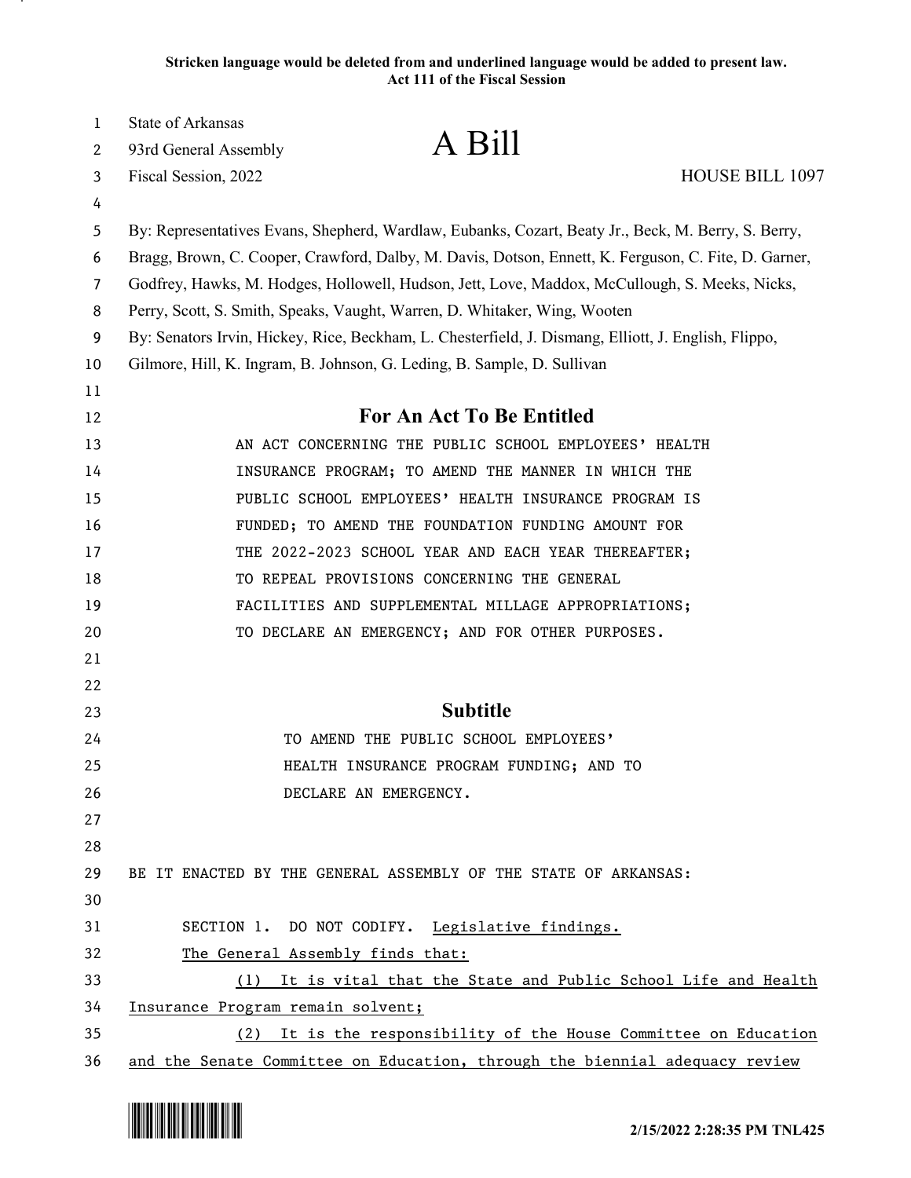**Stricken language would be deleted from and underlined language would be added to present law.**
**Act 111 of the Fiscal Session**

State of Arkansas
93rd General Assembly
Fiscal Session, 2022

# A Bill

HOUSE BILL 1097

By: Representatives Evans, Shepherd, Wardlaw, Eubanks, Cozart, Beaty Jr., Beck, M. Berry, S. Berry, Bragg, Brown, C. Cooper, Crawford, Dalby, M. Davis, Dotson, Ennett, K. Ferguson, C. Fite, D. Garner, Godfrey, Hawks, M. Hodges, Hollowell, Hudson, Jett, Love, Maddox, McCullough, S. Meeks, Nicks, Perry, Scott, S. Smith, Speaks, Vaught, Warren, D. Whitaker, Wing, Wooten

By: Senators Irvin, Hickey, Rice, Beckham, L. Chesterfield, J. Dismang, Elliott, J. English, Flippo, Gilmore, Hill, K. Ingram, B. Johnson, G. Leding, B. Sample, D. Sullivan

## For An Act To Be Entitled

AN ACT CONCERNING THE PUBLIC SCHOOL EMPLOYEES' HEALTH INSURANCE PROGRAM; TO AMEND THE MANNER IN WHICH THE PUBLIC SCHOOL EMPLOYEES' HEALTH INSURANCE PROGRAM IS FUNDED; TO AMEND THE FOUNDATION FUNDING AMOUNT FOR THE 2022-2023 SCHOOL YEAR AND EACH YEAR THEREAFTER; TO REPEAL PROVISIONS CONCERNING THE GENERAL FACILITIES AND SUPPLEMENTAL MILLAGE APPROPRIATIONS; TO DECLARE AN EMERGENCY; AND FOR OTHER PURPOSES.

## Subtitle

TO AMEND THE PUBLIC SCHOOL EMPLOYEES' HEALTH INSURANCE PROGRAM FUNDING; AND TO DECLARE AN EMERGENCY.

BE IT ENACTED BY THE GENERAL ASSEMBLY OF THE STATE OF ARKANSAS:

SECTION 1. DO NOT CODIFY. <u>Legislative findings.</u>

<u>The General Assembly finds that:</u>

<u>(1) It is vital that the State and Public School Life and Health Insurance Program remain solvent;</u>

<u>(2) It is the responsibility of the House Committee on Education and the Senate Committee on Education, through the biennial adequacy review</u>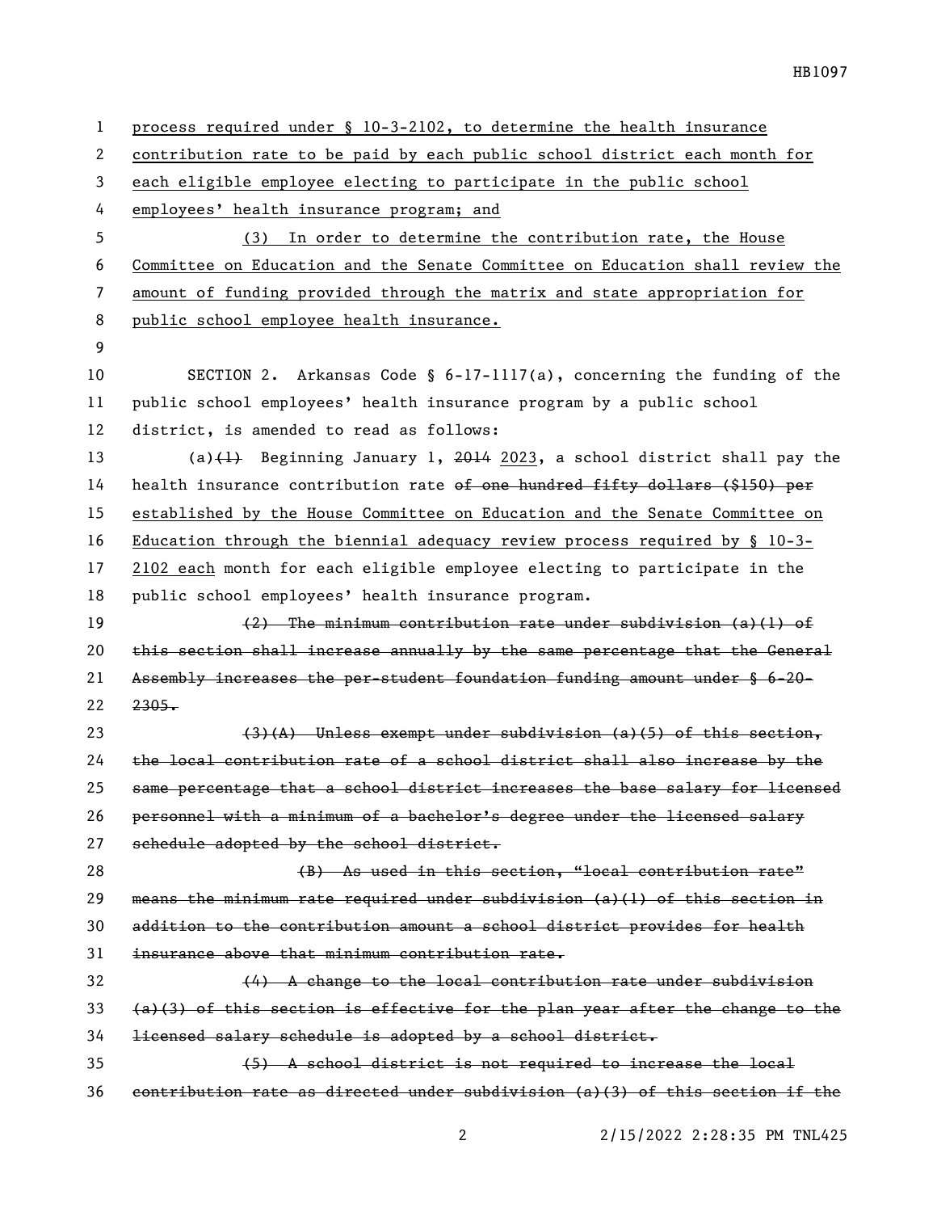process required under § 10-3-2102, to determine the health insurance contribution rate to be paid by each public school district each month for each eligible employee electing to participate in the public school employees' health insurance program; and

(3) In order to determine the contribution rate, the House Committee on Education and the Senate Committee on Education shall review the amount of funding provided through the matrix and state appropriation for public school employee health insurance.

SECTION 2. Arkansas Code § 6-17-1117(a), concerning the funding of the public school employees' health insurance program by a public school district, is amended to read as follows:

(a)~~(1)~~ Beginning January 1, ~~2014~~ 2023, a school district shall pay the health insurance contribution rate ~~of one hundred fifty dollars ($150) per~~ established by the House Committee on Education and the Senate Committee on Education through the biennial adequacy review process required by § 10-3-2102 each month for each eligible employee electing to participate in the public school employees' health insurance program.

~~(2) The minimum contribution rate under subdivision (a)(1) of this section shall increase annually by the same percentage that the General Assembly increases the per-student foundation funding amount under § 6-20-2305.~~

~~(3)(A) Unless exempt under subdivision (a)(5) of this section, the local contribution rate of a school district shall also increase by the same percentage that a school district increases the base salary for licensed personnel with a minimum of a bachelor's degree under the licensed salary schedule adopted by the school district.~~

~~(B) As used in this section, "local contribution rate" means the minimum rate required under subdivision (a)(1) of this section in addition to the contribution amount a school district provides for health insurance above that minimum contribution rate.~~

~~(4) A change to the local contribution rate under subdivision (a)(3) of this section is effective for the plan year after the change to the licensed salary schedule is adopted by a school district.~~

~~(5) A school district is not required to increase the local contribution rate as directed under subdivision (a)(3) of this section if the~~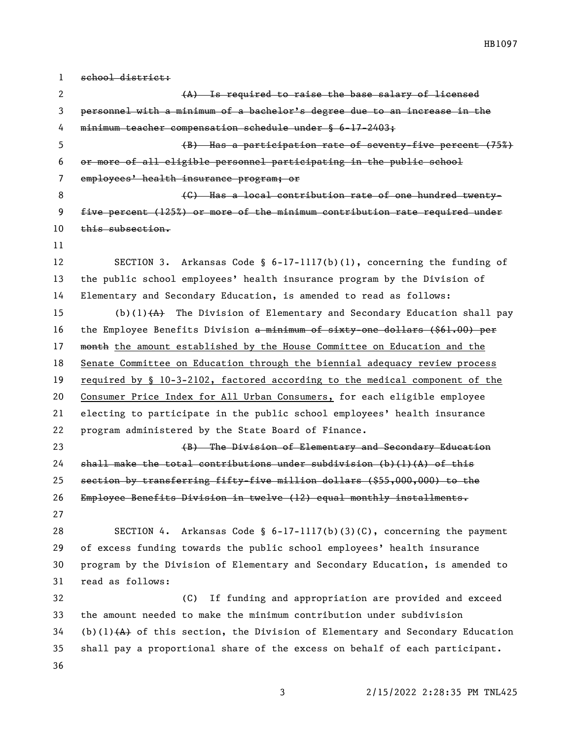~~school district:~~

~~(A) Is required to raise the base salary of licensed personnel with a minimum of a bachelor's degree due to an increase in the minimum teacher compensation schedule under § 6-17-2403;~~

~~(B) Has a participation rate of seventy-five percent (75%) or more of all eligible personnel participating in the public school employees' health insurance program; or~~

~~(C) Has a local contribution rate of one hundred twenty-five percent (125%) or more of the minimum contribution rate required under this subsection.~~

SECTION 3. Arkansas Code § 6-17-1117(b)(1), concerning the funding of the public school employees' health insurance program by the Division of Elementary and Secondary Education, is amended to read as follows:

(b)(1)~~(A)~~ The Division of Elementary and Secondary Education shall pay the Employee Benefits Division ~~a minimum of sixty-one dollars ($61.00) per month~~ <u>the amount established by the House Committee on Education and the Senate Committee on Education through the biennial adequacy review process required by § 10-3-2102, factored according to the medical component of the Consumer Price Index for All Urban Consumers,</u> for each eligible employee electing to participate in the public school employees' health insurance program administered by the State Board of Finance.

~~(B) The Division of Elementary and Secondary Education shall make the total contributions under subdivision (b)(1)(A) of this section by transferring fifty-five million dollars ($55,000,000) to the Employee Benefits Division in twelve (12) equal monthly installments.~~

SECTION 4. Arkansas Code § 6-17-1117(b)(3)(C), concerning the payment of excess funding towards the public school employees' health insurance program by the Division of Elementary and Secondary Education, is amended to read as follows:

(C) If funding and appropriation are provided and exceed the amount needed to make the minimum contribution under subdivision (b)(1)~~(A)~~ of this section, the Division of Elementary and Secondary Education shall pay a proportional share of the excess on behalf of each participant.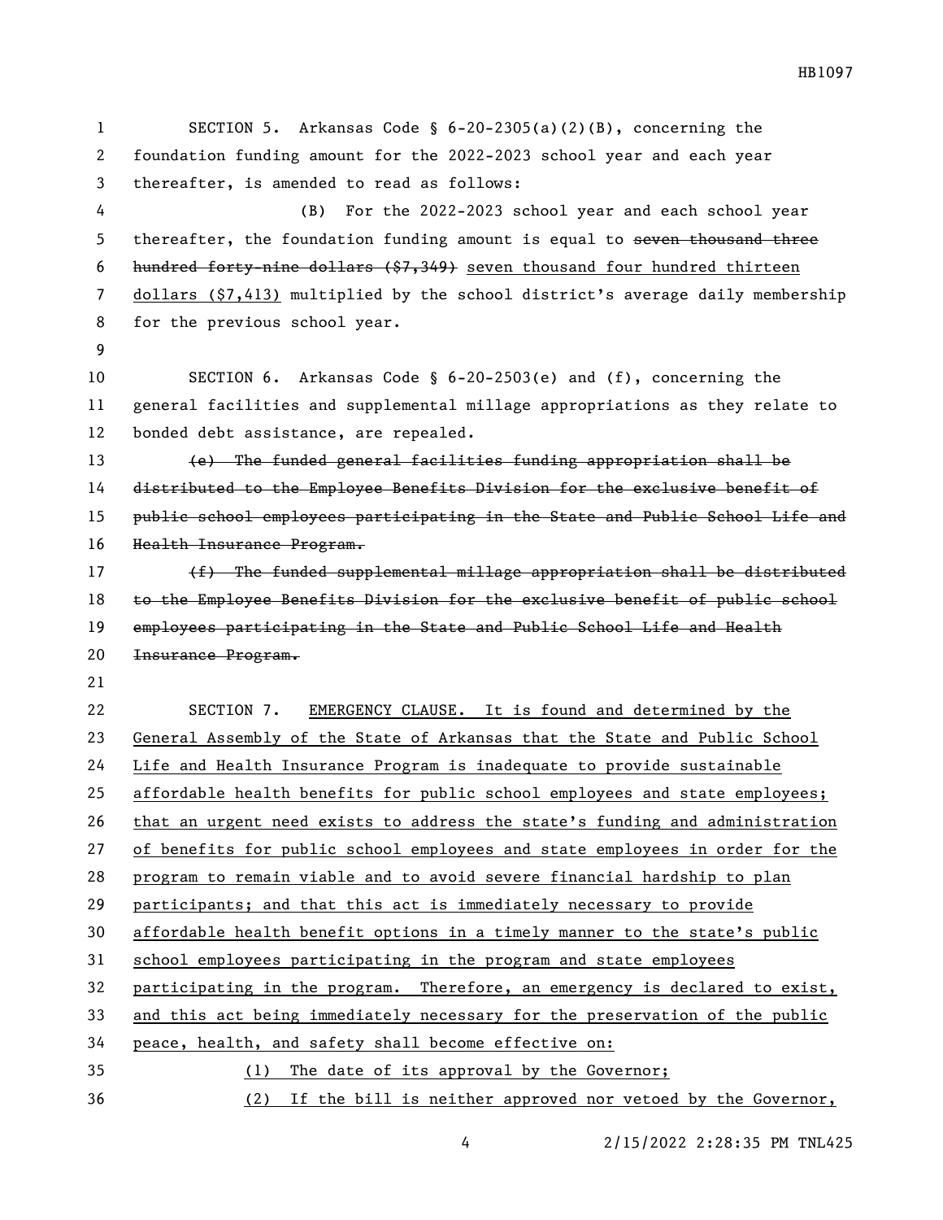SECTION 5. Arkansas Code § 6-20-2305(a)(2)(B), concerning the foundation funding amount for the 2022-2023 school year and each year thereafter, is amended to read as follows:

(B) For the 2022-2023 school year and each school year thereafter, the foundation funding amount is equal to ~~seven thousand three hundred forty-nine dollars ($7,349)~~ <u>seven thousand four hundred thirteen dollars ($7,413)</u> multiplied by the school district's average daily membership for the previous school year.

SECTION 6. Arkansas Code § 6-20-2503(e) and (f), concerning the general facilities and supplemental millage appropriations as they relate to bonded debt assistance, are repealed.

~~(e) The funded general facilities funding appropriation shall be distributed to the Employee Benefits Division for the exclusive benefit of public school employees participating in the State and Public School Life and Health Insurance Program.~~

~~(f) The funded supplemental millage appropriation shall be distributed to the Employee Benefits Division for the exclusive benefit of public school employees participating in the State and Public School Life and Health Insurance Program.~~

SECTION 7. <u>EMERGENCY CLAUSE. It is found and determined by the General Assembly of the State of Arkansas that the State and Public School Life and Health Insurance Program is inadequate to provide sustainable affordable health benefits for public school employees and state employees; that an urgent need exists to address the state's funding and administration of benefits for public school employees and state employees in order for the program to remain viable and to avoid severe financial hardship to plan participants; and that this act is immediately necessary to provide affordable health benefit options in a timely manner to the state's public school employees participating in the program and state employees participating in the program. Therefore, an emergency is declared to exist, and this act being immediately necessary for the preservation of the public peace, health, and safety shall become effective on:</u>

<u>(1) The date of its approval by the Governor;</u>

<u>(2) If the bill is neither approved nor vetoed by the Governor,</u>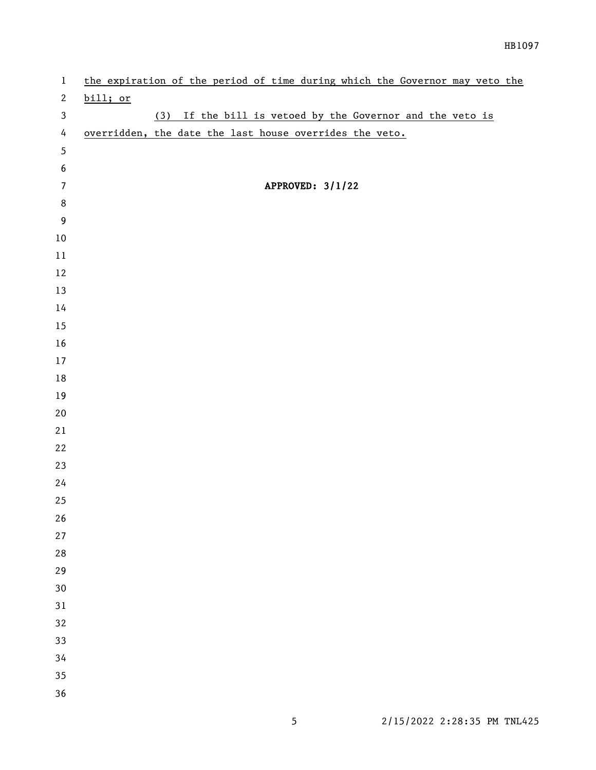the expiration of the period of time during which the Governor may veto the bill; or

(3) If the bill is vetoed by the Governor and the veto is overridden, the date the last house overrides the veto.

**APPROVED: 3/1/22**